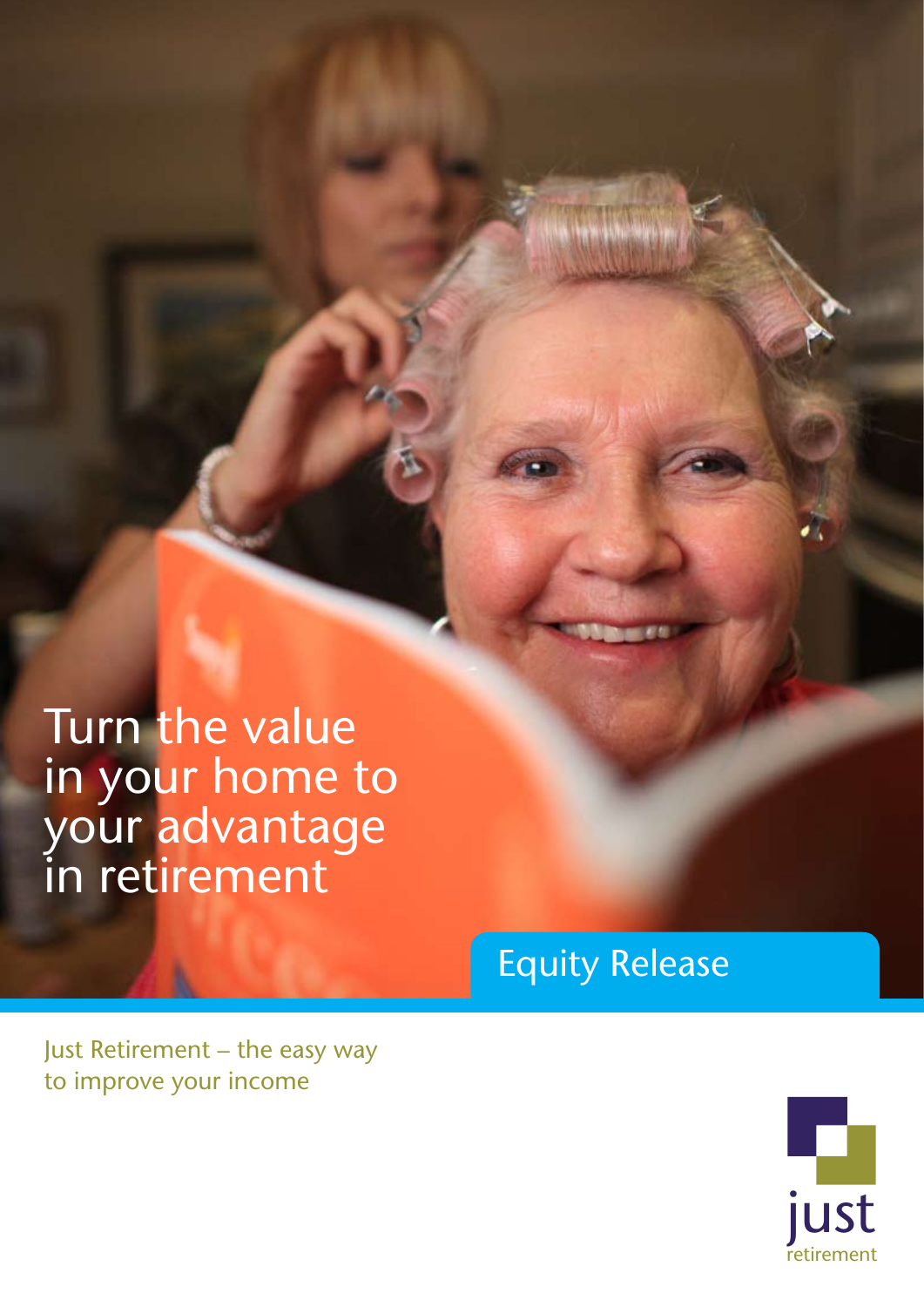# Turn the value in your home to your advantage in retirement

## Equity Release

Just Retirement – the easy way to improve your income

just retirement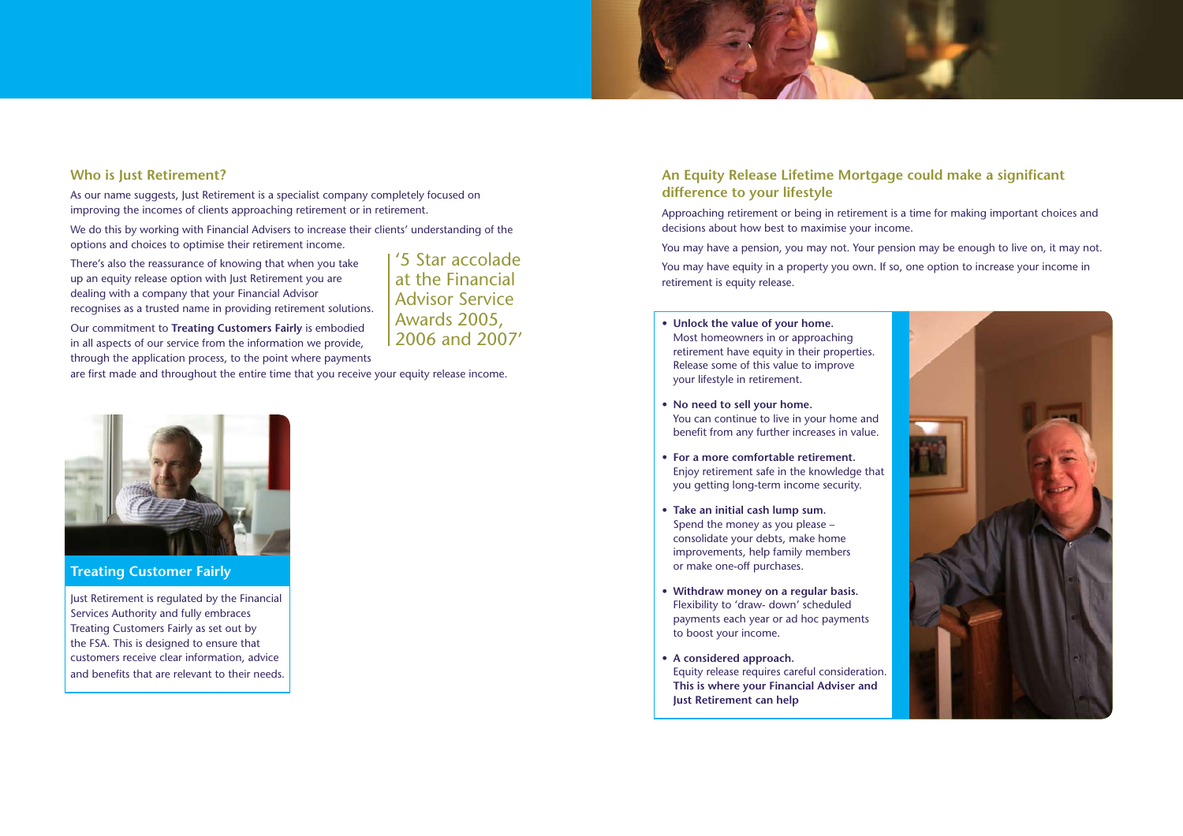## Who is Just Retirement?

As our name suggests, Just Retirement is a specialist company completely focused on improving the incomes of clients approaching retirement or in retirement.

We do this by working with Financial Advisers to increase their clients' understanding of the options and choices to optimise their retirement income.

There's also the reassurance of knowing that when you take up an equity release option with Just Retirement you are dealing with a company that your Financial Advisor recognises as a trusted name in providing retirement solutions.

> '5 Star accolade at the Financial Advisor Service Awards 2005, 2006 and 2007'

Our commitment to **Treating Customers Fairly** is embodied in all aspects of our service from the information we provide, through the application process, to the point where payments are first made and throughout the entire time that you receive your equity release income.

### Treating Customer Fairly

Just Retirement is regulated by the Financial Services Authority and fully embraces Treating Customers Fairly as set out by the FSA. This is designed to ensure that customers receive clear information, advice and benefits that are relevant to their needs.

## An Equity Release Lifetime Mortgage could make a significant difference to your lifestyle

Approaching retirement or being in retirement is a time for making important choices and decisions about how best to maximise your income.

You may have a pension, you may not. Your pension may be enough to live on, it may not.

You may have equity in a property you own. If so, one option to increase your income in retirement is equity release.

- **Unlock the value of your home.** Most homeowners in or approaching retirement have equity in their properties. Release some of this value to improve your lifestyle in retirement.
- **No need to sell your home.** You can continue to live in your home and benefit from any further increases in value.
- **For a more comfortable retirement.** Enjoy retirement safe in the knowledge that you getting long-term income security.
- **Take an initial cash lump sum.** Spend the money as you please – consolidate your debts, make home improvements, help family members or make one-off purchases.
- **Withdraw money on a regular basis.** Flexibility to 'draw- down' scheduled payments each year or ad hoc payments to boost your income.
- **A considered approach.** Equity release requires careful consideration. **This is where your Financial Adviser and Just Retirement can help**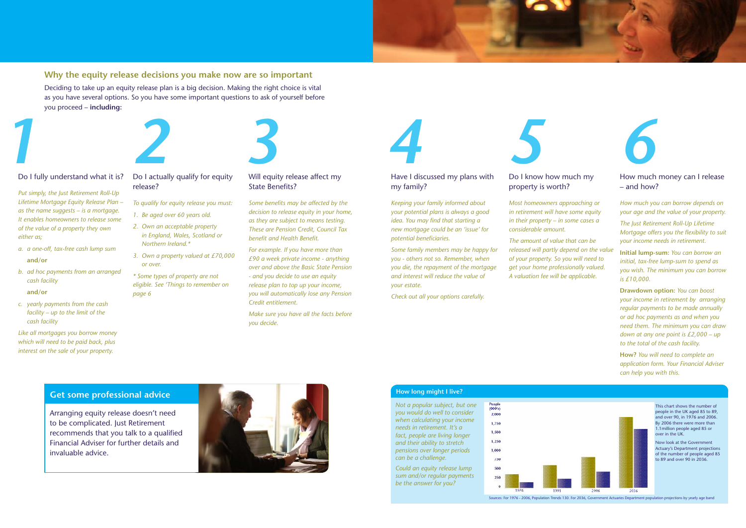## Why the equity release decisions you make now are so important

Deciding to take up an equity release plan is a big decision. Making the right choice is vital as you have several options. So you have some important questions to ask of yourself before you proceed – **including:**

### 1 Do I fully understand what it is?

*Put simply, the Just Retirement Roll-Up Lifetime Mortgage Equity Release Plan – as the name suggests – is a mortgage. It enables homeowners to release some of the value of a property they own either as;*

a. *a one-off, tax-free cash lump sum*

**and/or**

b. *ad hoc payments from an arranged cash facility*

**and/or**

c. *yearly payments from the cash facility – up to the limit of the cash facility*

*Like all mortgages you borrow money which will need to be paid back, plus interest on the sale of your property.*

### 2 Do I actually qualify for equity release?

*To qualify for equity release you must:*

1. *Be aged over 60 years old.*
2. *Own an acceptable property in England, Wales, Scotland or Northern Ireland.**
3. *Own a property valued at £70,000 or over.*

** Some types of property are not eligible. See 'Things to remember on page 6*

### 3 Will equity release affect my State Benefits?

*Some benefits may be affected by the decision to release equity in your home, as they are subject to means testing. These are Pension Credit, Council Tax benefit and Health Benefit.*

*For example. If you have more than £90 a week private income - anything over and above the Basic State Pension - and you decide to use an equity release plan to top up your income, you will automatically lose any Pension Credit entitlement.*

*Make sure you have all the facts before you decide.*

### 4 Have I discussed my plans with my family?

*Keeping your family informed about your potential plans is always a good idea. You may find that starting a new mortgage could be an 'issue' for potential beneficiaries.*

*Some family members may be happy for you - others not so. Remember, when you die, the repayment of the mortgage and interest will reduce the value of your estate.*

*Check out all your options carefully.*

### 5 Do I know how much my property is worth?

*Most homeowners approaching or in retirement will have some equity in their property – in some cases a considerable amount.*

*The amount of value that can be released will partly depend on the value of your property. So you will need to get your home professionally valued. A valuation fee will be applicable.*

### 6 How much money can I release – and how?

*How much you can borrow depends on your age and the value of your property.*

*The Just Retirement Roll-Up Lifetime Mortgage offers you the flexibility to suit your income needs in retirement.*

**Initial lump-sum:** *You can borrow an initial, tax-free lump-sum to spend as you wish. The minimum you can borrow is £10,000.*

**Drawdown option:** *You can boost your income in retirement by arranging regular payments to be made annually or ad hoc payments as and when you need them. The minimum you can draw down at any one point is £2,000 – up to the total of the cash facility.*

**How?** *You will need to complete an application form. Your Financial Adviser can help you with this.*

## Get some professional advice

Arranging equity release doesn't need to be complicated. Just Retirement recommends that you talk to a qualified Financial Adviser for further details and invaluable advice.

## How long might I live?

*Not a popular subject, but one you would do well to consider when calculating your income needs in retirement. It's a fact, people are living longer and their ability to stretch pensions over longer periods can be a challenge.*

*Could an equity release lump sum and/or regular payments be the answer for you?*

This chart shows the number of people in the UK aged 85 to 89, and over 90, in 1976 and 2006. By 2006 there were more than 1.1million people aged 85 or over in the UK.

Now look at the Government Actuary's Department projections of the number of people aged 85 to 89 and over 90 in 2036.

Sources: For 1976 - 2006, Population Trends 130. For 2036, Government Actuaries Department population projections by yearly age band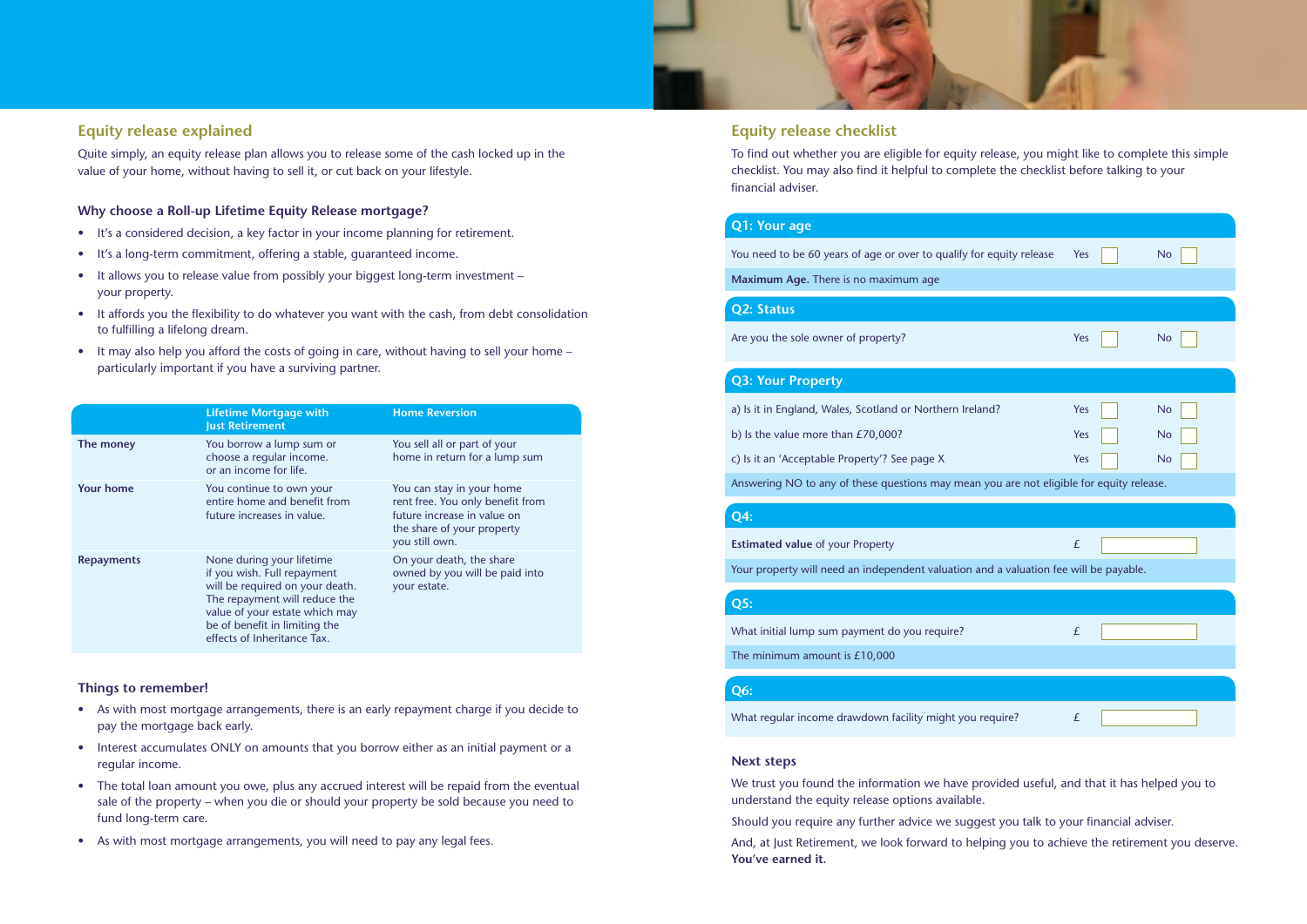## Equity release explained

Quite simply, an equity release plan allows you to release some of the cash locked up in the value of your home, without having to sell it, or cut back on your lifestyle.

### Why choose a Roll-up Lifetime Equity Release mortgage?

- It's a considered decision, a key factor in your income planning for retirement.
- It's a long-term commitment, offering a stable, guaranteed income.
- It allows you to release value from possibly your biggest long-term investment – your property.
- It affords you the flexibility to do whatever you want with the cash, from debt consolidation to fulfilling a lifelong dream.
- It may also help you afford the costs of going in care, without having to sell your home – particularly important if you have a surviving partner.

| | Lifetime Mortgage with Just Retirement | Home Reversion |
|---|---|---|
| **The money** | You borrow a lump sum or choose a regular income. or an income for life. | You sell all or part of your home in return for a lump sum |
| **Your home** | You continue to own your entire home and benefit from future increases in value. | You can stay in your home rent free. You only benefit from future increase in value on the share of your property you still own. |
| **Repayments** | None during your lifetime if you wish. Full repayment will be required on your death. The repayment will reduce the value of your estate which may be of benefit in limiting the effects of Inheritance Tax. | On your death, the share owned by you will be paid into your estate. |

### Things to remember!

- As with most mortgage arrangements, there is an early repayment charge if you decide to pay the mortgage back early.
- Interest accumulates ONLY on amounts that you borrow either as an initial payment or a regular income.
- The total loan amount you owe, plus any accrued interest will be repaid from the eventual sale of the property – when you die or should your property be sold because you need to fund long-term care.
- As with most mortgage arrangements, you will need to pay any legal fees.

## Equity release checklist

To find out whether you are eligible for equity release, you might like to complete this simple checklist. You may also find it helpful to complete the checklist before talking to your financial adviser.

### Q1: Your age

You need to be 60 years of age or over to qualify for equity release Yes ☐ No ☐

**Maximum Age.** There is no maximum age

### Q2: Status

Are you the sole owner of property? Yes ☐ No ☐

### Q3: Your Property

a) Is it in England, Wales, Scotland or Northern Ireland? Yes ☐ No ☐

b) Is the value more than £70,000? Yes ☐ No ☐

c) Is it an 'Acceptable Property'? See page X Yes ☐ No ☐

Answering NO to any of these questions may mean you are not eligible for equity release.

### Q4:

**Estimated value** of your Property £ ______

Your property will need an independent valuation and a valuation fee will be payable.

### Q5:

What initial lump sum payment do you require? £ ______

The minimum amount is £10,000

### Q6:

What regular income drawdown facility might you require? £ ______

### Next steps

We trust you found the information we have provided useful, and that it has helped you to understand the equity release options available.

Should you require any further advice we suggest you talk to your financial adviser.

And, at Just Retirement, we look forward to helping you to achieve the retirement you deserve. **You've earned it.**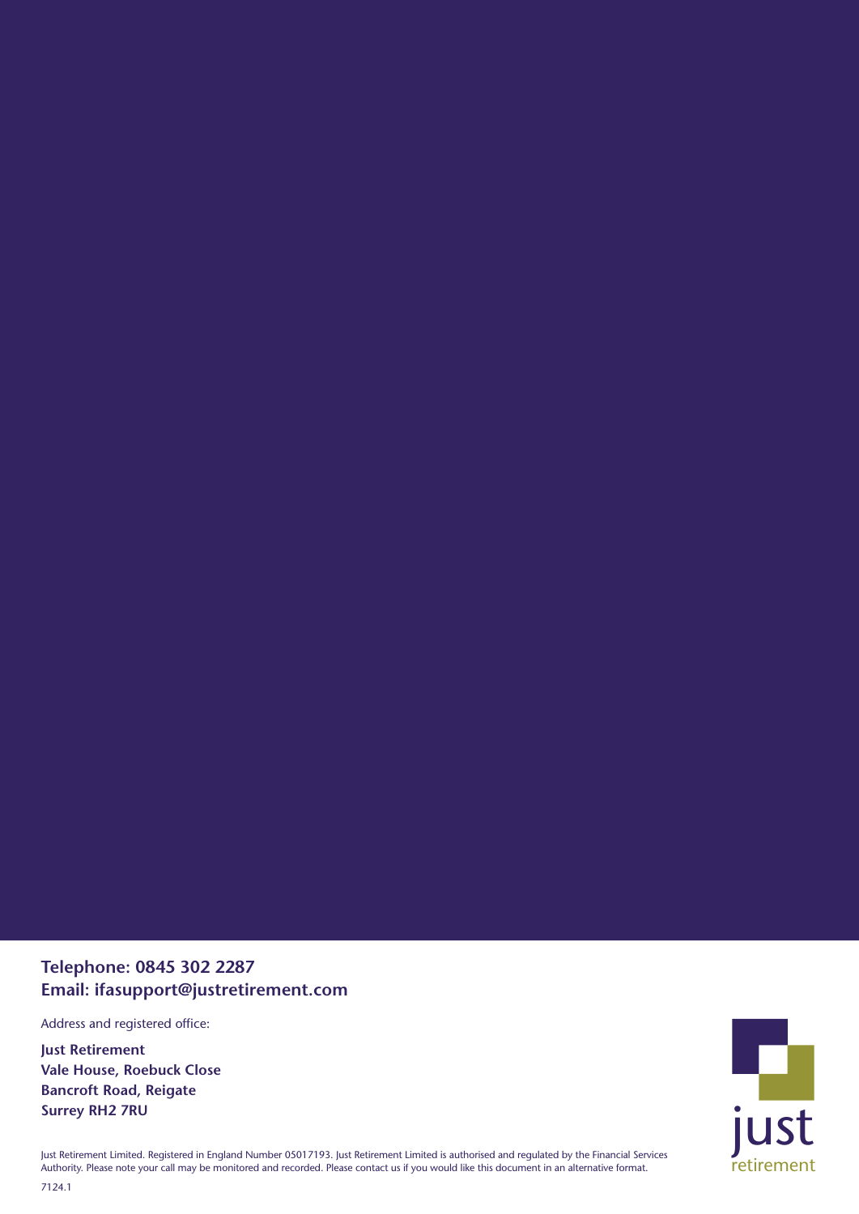**Telephone: 0845 302 2287**
**Email: ifasupport@justretirement.com**

Address and registered office:

**Just Retirement**
**Vale House, Roebuck Close**
**Bancroft Road, Reigate**
**Surrey RH2 7RU**

just
retirement

Just Retirement Limited. Registered in England Number 05017193. Just Retirement Limited is authorised and regulated by the Financial Services Authority. Please note your call may be monitored and recorded. Please contact us if you would like this document in an alternative format.

7124.1